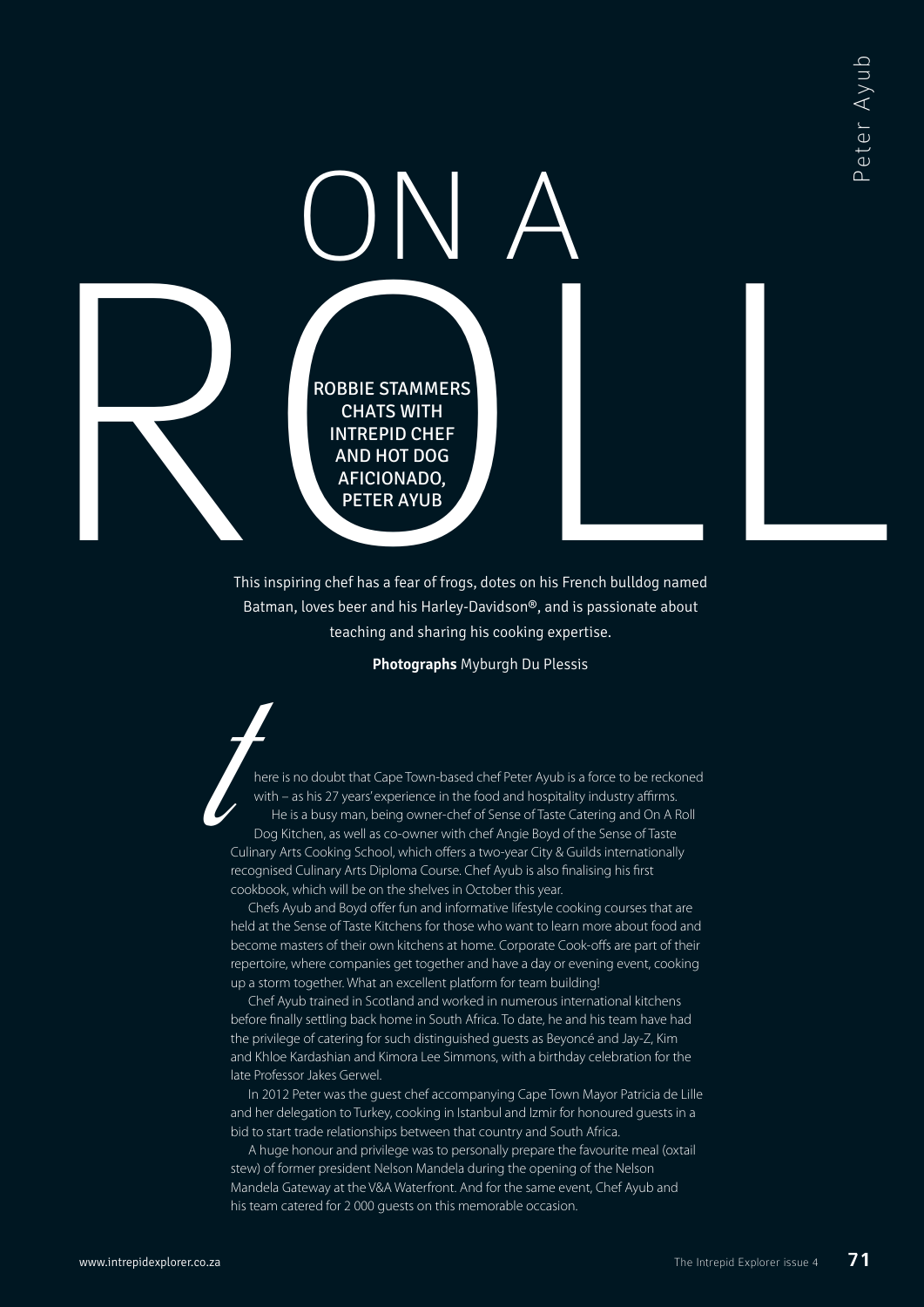# ON A ROLL

ROBBIE STAMMERS CHATS WITH INTREPID CHEF AND HOT DOG AFICIONADO, PETER AYUB

This inspiring chef has a fear of frogs, dotes on his French bulldog named Batman, loves beer and his Harley-Davidson®, and is passionate about teaching and sharing his cooking expertise.

**Photographs** Myburgh Du Plessis

There is no doubt that Cape Town-based chef Peter Ayub is a force to be reckoned with – as his 27 years' experience in the food and hospitality industry affirms.

He is a busy man, being owner-chef of Sense of Taste Catering and On A Roll Dog Kitchen, as well as co-owner with chef Angie Boyd of the Sense of Taste Culinary Arts Cooking School, which offers a two-year City & Guilds internationally recognised Culinary Arts Diploma Course. Chef Ayub is also finalising his first cookbook, which will be on the shelves in October this year.

Chefs Ayub and Boyd offer fun and informative lifestyle cooking courses that are held at the Sense of Taste Kitchens for those who want to learn more about food and become masters of their own kitchens at home. Corporate Cook-offs are part of their repertoire, where companies get together and have a day or evening event, cooking up a storm together. What an excellent platform for team building!

Chef Ayub trained in Scotland and worked in numerous international kitchens before finally settling back home in South Africa. To date, he and his team have had the privilege of catering for such distinguished guests as Beyoncé and Jay-Z, Kim and Khloe Kardashian and Kimora Lee Simmons, with a birthday celebration for the late Professor Jakes Gerwel.

In 2012 Peter was the guest chef accompanying Cape Town Mayor Patricia de Lille and her delegation to Turkey, cooking in Istanbul and Izmir for honoured guests in a bid to start trade relationships between that country and South Africa.

A huge honour and privilege was to personally prepare the favourite meal (oxtail stew) of former president Nelson Mandela during the opening of the Nelson Mandela Gateway at the V&A Waterfront. And for the same event, Chef Ayub and his team catered for 2 000 guests on this memorable occasion.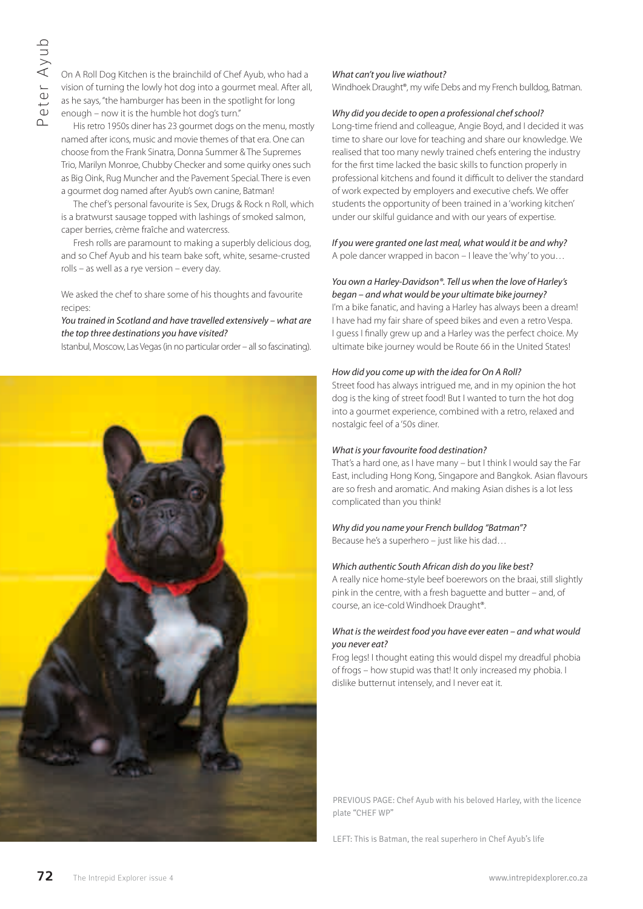On A Roll Dog Kitchen is the brainchild of Chef Ayub, who had a vision of turning the lowly hot dog into a gourmet meal. After all, as he says, "the hamburger has been in the spotlight for long enough – now it is the humble hot dog's turn."

His retro 1950s diner has 23 gourmet dogs on the menu, mostly named after icons, music and movie themes of that era. One can choose from the Frank Sinatra, Donna Summer & The Supremes Trio, Marilyn Monroe, Chubby Checker and some quirky ones such as Big Oink, Rug Muncher and the Pavement Special. There is even a gourmet dog named after Ayub's own canine, Batman!

The chef's personal favourite is Sex, Drugs & Rock n Roll, which is a bratwurst sausage topped with lashings of smoked salmon, caper berries, crème fraîche and watercress.

Fresh rolls are paramount to making a superbly delicious dog, and so Chef Ayub and his team bake soft, white, sesame-crusted rolls – as well as a rye version – every day.

We asked the chef to share some of his thoughts and favourite recipes:

*You trained in Scotland and have travelled extensively – what are the top three destinations you have visited?*
Istanbul, Moscow, Las Vegas (in no particular order – all so fascinating).

*What can't you live wiathout?*
Windhoek Draught®, my wife Debs and my French bulldog, Batman.

*Why did you decide to open a professional chef school?*
Long-time friend and colleague, Angie Boyd, and I decided it was time to share our love for teaching and share our knowledge. We realised that too many newly trained chefs entering the industry for the first time lacked the basic skills to function properly in professional kitchens and found it difficult to deliver the standard of work expected by employers and executive chefs. We offer students the opportunity of been trained in a 'working kitchen' under our skilful guidance and with our years of expertise.

*If you were granted one last meal, what would it be and why?*
A pole dancer wrapped in bacon – I leave the 'why' to you…

*You own a Harley-Davidson®. Tell us when the love of Harley's began – and what would be your ultimate bike journey?*
I'm a bike fanatic, and having a Harley has always been a dream! I have had my fair share of speed bikes and even a retro Vespa. I guess I finally grew up and a Harley was the perfect choice. My ultimate bike journey would be Route 66 in the United States!

*How did you come up with the idea for On A Roll?*
Street food has always intrigued me, and in my opinion the hot dog is the king of street food! But I wanted to turn the hot dog into a gourmet experience, combined with a retro, relaxed and nostalgic feel of a '50s diner.

*What is your favourite food destination?*
That's a hard one, as I have many – but I think I would say the Far East, including Hong Kong, Singapore and Bangkok. Asian flavours are so fresh and aromatic. And making Asian dishes is a lot less complicated than you think!

*Why did you name your French bulldog "Batman"?*
Because he's a superhero – just like his dad…

*Which authentic South African dish do you like best?*
A really nice home-style beef boerewors on the braai, still slightly pink in the centre, with a fresh baguette and butter – and, of course, an ice-cold Windhoek Draught®.

*What is the weirdest food you have ever eaten – and what would you never eat?*
Frog legs! I thought eating this would dispel my dreadful phobia of frogs – how stupid was that! It only increased my phobia. I dislike butternut intensely, and I never eat it.

PREVIOUS PAGE: Chef Ayub with his beloved Harley, with the licence plate "CHEF WP"

LEFT: This is Batman, the real superhero in Chef Ayub's life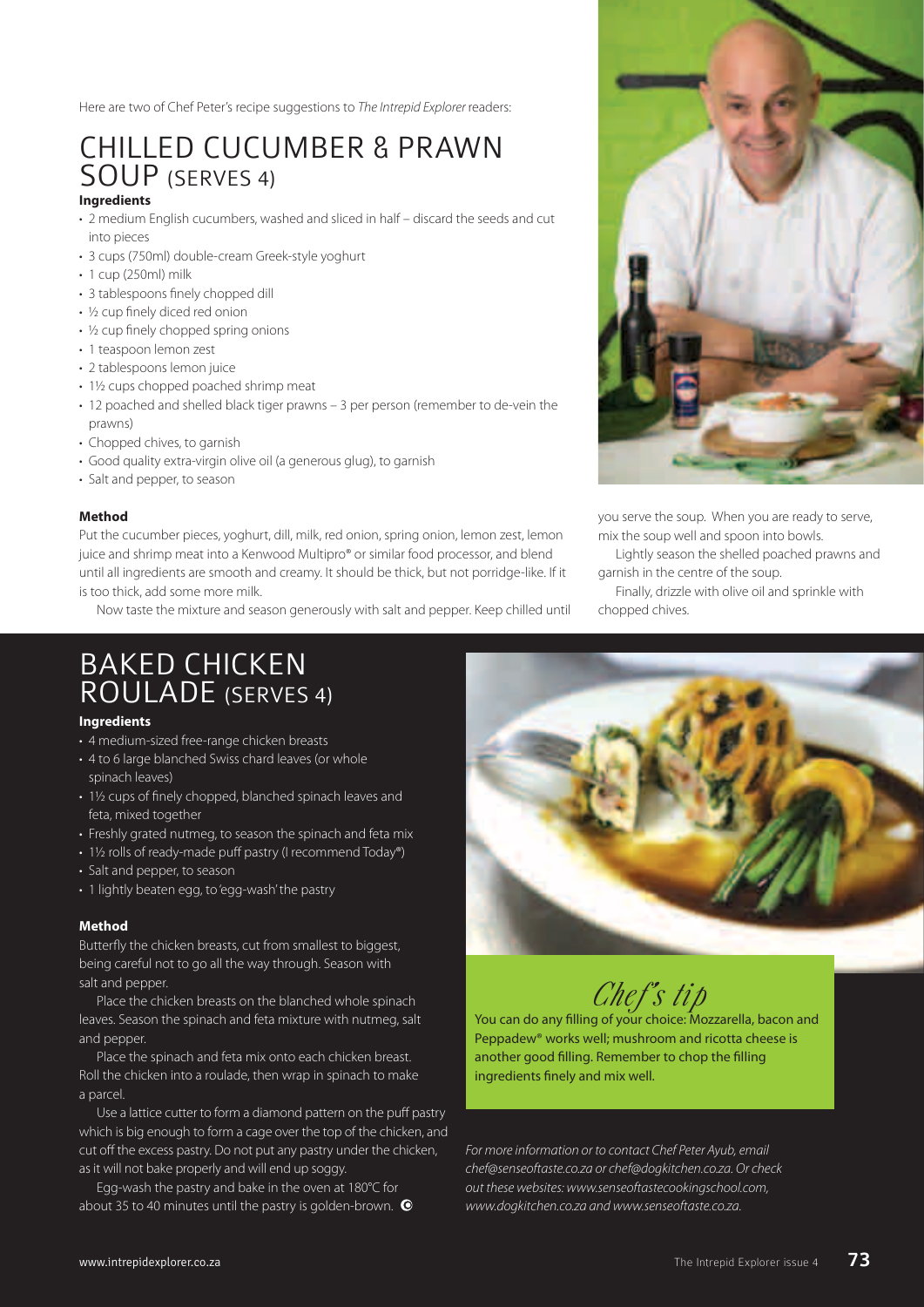Here are two of Chef Peter's recipe suggestions to *The Intrepid Explorer* readers:

# CHILLED CUCUMBER & PRAWN SOUP (SERVES 4)

**Ingredients**

- 2 medium English cucumbers, washed and sliced in half – discard the seeds and cut into pieces
- 3 cups (750ml) double-cream Greek-style yoghurt
- 1 cup (250ml) milk
- 3 tablespoons finely chopped dill
- ½ cup finely diced red onion
- ½ cup finely chopped spring onions
- 1 teaspoon lemon zest
- 2 tablespoons lemon juice
- 1½ cups chopped poached shrimp meat
- 12 poached and shelled black tiger prawns – 3 per person (remember to de-vein the prawns)
- Chopped chives, to garnish
- Good quality extra-virgin olive oil (a generous glug), to garnish
- Salt and pepper, to season

**Method**

Put the cucumber pieces, yoghurt, dill, milk, red onion, spring onion, lemon zest, lemon juice and shrimp meat into a Kenwood Multipro® or similar food processor, and blend until all ingredients are smooth and creamy. It should be thick, but not porridge-like. If it is too thick, add some more milk.

Now taste the mixture and season generously with salt and pepper. Keep chilled until you serve the soup. When you are ready to serve, mix the soup well and spoon into bowls.

Lightly season the shelled poached prawns and garnish in the centre of the soup.

Finally, drizzle with olive oil and sprinkle with chopped chives.

# BAKED CHICKEN ROULADE (SERVES 4)

**Ingredients**

- 4 medium-sized free-range chicken breasts
- 4 to 6 large blanched Swiss chard leaves (or whole spinach leaves)
- 1½ cups of finely chopped, blanched spinach leaves and feta, mixed together
- Freshly grated nutmeg, to season the spinach and feta mix
- 1½ rolls of ready-made puff pastry (I recommend Today®)
- Salt and pepper, to season
- 1 lightly beaten egg, to 'egg-wash' the pastry

**Method**

Butterfly the chicken breasts, cut from smallest to biggest, being careful not to go all the way through. Season with salt and pepper.

Place the chicken breasts on the blanched whole spinach leaves. Season the spinach and feta mixture with nutmeg, salt and pepper.

Place the spinach and feta mix onto each chicken breast. Roll the chicken into a roulade, then wrap in spinach to make a parcel.

Use a lattice cutter to form a diamond pattern on the puff pastry which is big enough to form a cage over the top of the chicken, and cut off the excess pastry. Do not put any pastry under the chicken, as it will not bake properly and will end up soggy.

Egg-wash the pastry and bake in the oven at 180°C for about 35 to 40 minutes until the pastry is golden-brown.

## *Chef's tip*

You can do any filling of your choice: Mozzarella, bacon and Peppadew® works well; mushroom and ricotta cheese is another good filling. Remember to chop the filling ingredients finely and mix well.

*For more information or to contact Chef Peter Ayub, email chef@senseoftaste.co.za or chef@dogkitchen.co.za. Or check out these websites: www.senseoftastecookingschool.com, www.dogkitchen.co.za and www.senseoftaste.co.za.*